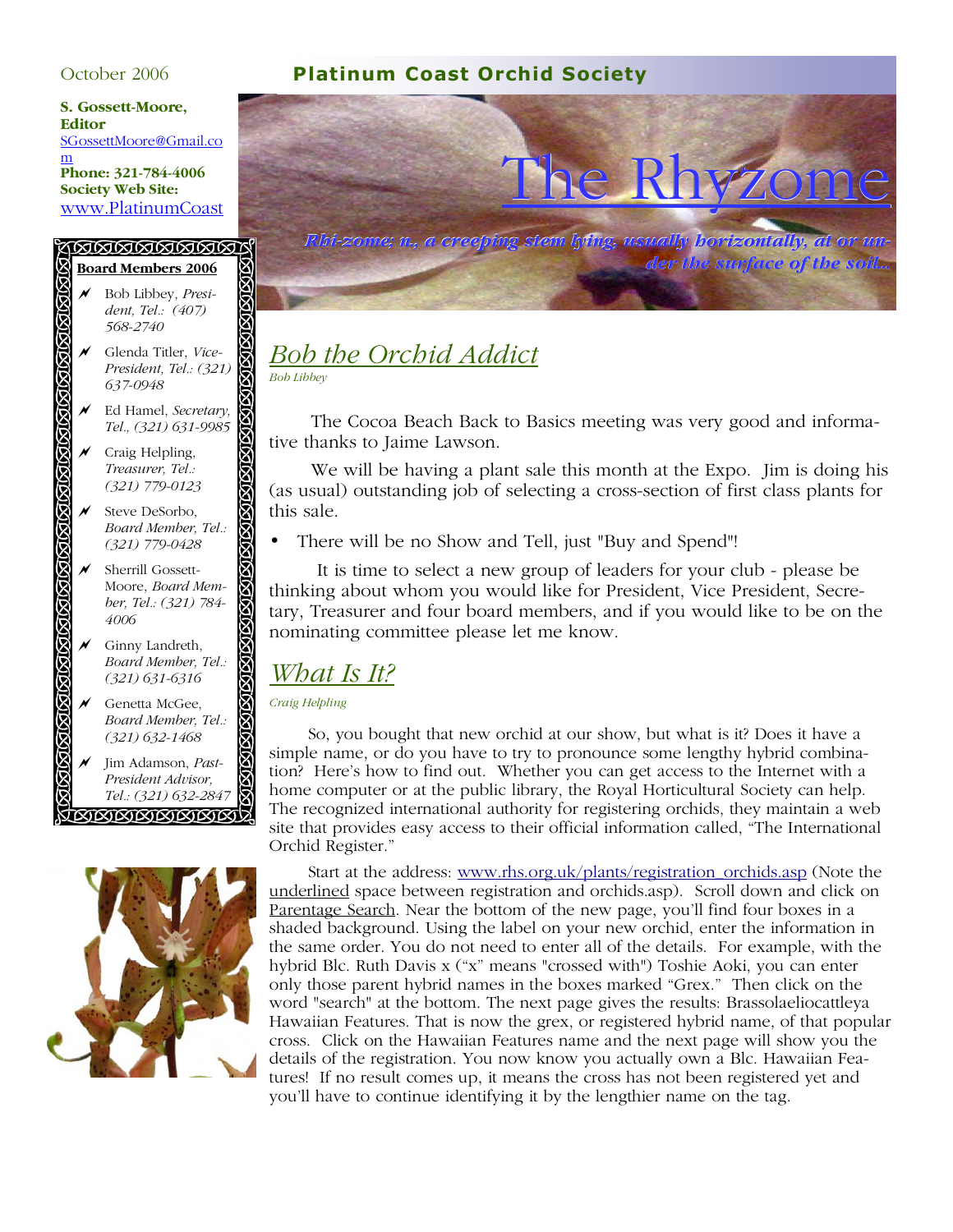October 2006

**Platinum Coast Orchid Society**

**S. Gossett-Moore, Editor**
SGossettMoore@Gmail.com
**Phone: 321-784-4006**
**Society Web Site:**
www.PlatinumCoast

# The Rhyzome

*Rhi-zome; n., a creeping stem lying, usually horizontally, at or under the surface of the soil..*

**Board Members 2006**

- Bob Libbey, *President, Tel.: (407) 568-2740*
- Glenda Titler, *Vice-President, Tel.: (321) 637-0948*
- Ed Hamel, *Secretary, Tel., (321) 631-9985*
- Craig Helpling, *Treasurer, Tel.: (321) 779-0123*
- Steve DeSorbo, *Board Member, Tel.: (321) 779-0428*
- Sherrill Gossett-Moore, *Board Member, Tel.: (321) 784-4006*
- Ginny Landreth, *Board Member, Tel.: (321) 631-6316*
- Genetta McGee, *Board Member, Tel.: (321) 632-1468*
- Jim Adamson, *Past-President Advisor, Tel.: (321) 632-2847*

## Bob the Orchid Addict

*Bob Libbey*

The Cocoa Beach Back to Basics meeting was very good and informative thanks to Jaime Lawson.

We will be having a plant sale this month at the Expo. Jim is doing his (as usual) outstanding job of selecting a cross-section of first class plants for this sale.

- There will be no Show and Tell, just "Buy and Spend"!

It is time to select a new group of leaders for your club - please be thinking about whom you would like for President, Vice President, Secretary, Treasurer and four board members, and if you would like to be on the nominating committee please let me know.

## What Is It?

*Craig Helpling*

So, you bought that new orchid at our show, but what is it? Does it have a simple name, or do you have to try to pronounce some lengthy hybrid combination? Here's how to find out. Whether you can get access to the Internet with a home computer or at the public library, the Royal Horticultural Society can help. The recognized international authority for registering orchids, they maintain a web site that provides easy access to their official information called, "The International Orchid Register."

Start at the address: www.rhs.org.uk/plants/registration_orchids.asp (Note the underlined space between registration and orchids.asp). Scroll down and click on Parentage Search. Near the bottom of the new page, you'll find four boxes in a shaded background. Using the label on your new orchid, enter the information in the same order. You do not need to enter all of the details. For example, with the hybrid Blc. Ruth Davis x ("x" means "crossed with") Toshie Aoki, you can enter only those parent hybrid names in the boxes marked "Grex." Then click on the word "search" at the bottom. The next page gives the results: Brassolaeliocattleya Hawaiian Features. That is now the grex, or registered hybrid name, of that popular cross. Click on the Hawaiian Features name and the next page will show you the details of the registration. You now know you actually own a Blc. Hawaiian Features! If no result comes up, it means the cross has not been registered yet and you'll have to continue identifying it by the lengthier name on the tag.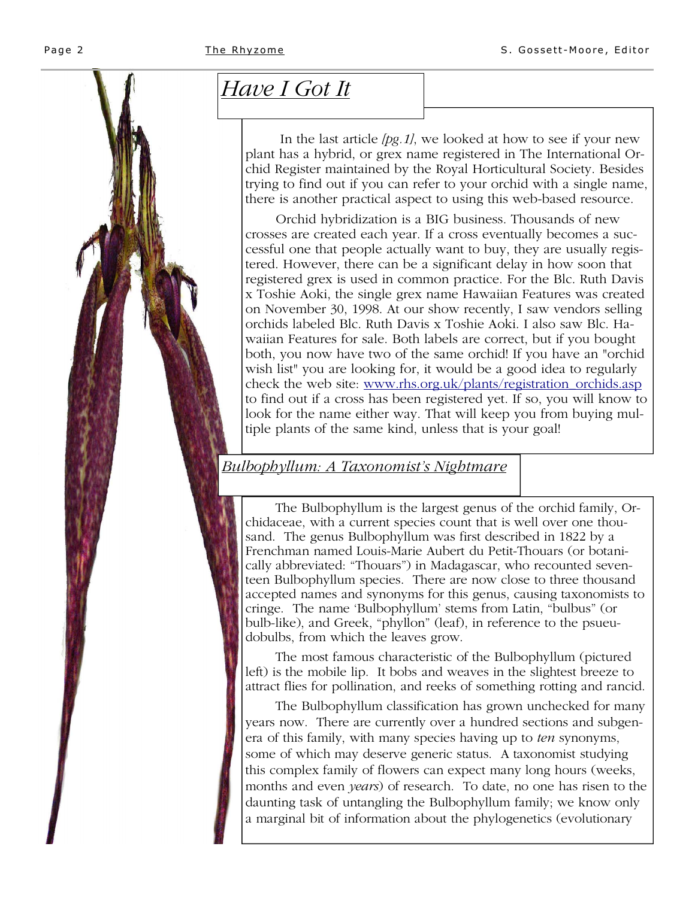## *Have I Got It*

In the last article *[pg.1]*, we looked at how to see if your new plant has a hybrid, or grex name registered in The International Orchid Register maintained by the Royal Horticultural Society. Besides trying to find out if you can refer to your orchid with a single name, there is another practical aspect to using this web-based resource.

Orchid hybridization is a BIG business. Thousands of new crosses are created each year. If a cross eventually becomes a successful one that people actually want to buy, they are usually registered. However, there can be a significant delay in how soon that registered grex is used in common practice. For the Blc. Ruth Davis x Toshie Aoki, the single grex name Hawaiian Features was created on November 30, 1998. At our show recently, I saw vendors selling orchids labeled Blc. Ruth Davis x Toshie Aoki. I also saw Blc. Hawaiian Features for sale. Both labels are correct, but if you bought both, you now have two of the same orchid! If you have an "orchid wish list" you are looking for, it would be a good idea to regularly check the web site: www.rhs.org.uk/plants/registration_orchids.asp to find out if a cross has been registered yet. If so, you will know to look for the name either way. That will keep you from buying multiple plants of the same kind, unless that is your goal!

## *Bulbophyllum: A Taxonomist's Nightmare*

The Bulbophyllum is the largest genus of the orchid family, Orchidaceae, with a current species count that is well over one thousand. The genus Bulbophyllum was first described in 1822 by a Frenchman named Louis-Marie Aubert du Petit-Thouars (or botanically abbreviated: "Thouars") in Madagascar, who recounted seventeen Bulbophyllum species. There are now close to three thousand accepted names and synonyms for this genus, causing taxonomists to cringe. The name 'Bulbophyllum' stems from Latin, "bulbus" (or bulb-like), and Greek, "phyllon" (leaf), in reference to the psuedobulbs, from which the leaves grow.

The most famous characteristic of the Bulbophyllum (pictured left) is the mobile lip. It bobs and weaves in the slightest breeze to attract flies for pollination, and reeks of something rotting and rancid.

The Bulbophyllum classification has grown unchecked for many years now. There are currently over a hundred sections and subgenera of this family, with many species having up to *ten* synonyms, some of which may deserve generic status. A taxonomist studying this complex family of flowers can expect many long hours (weeks, months and even *years*) of research. To date, no one has risen to the daunting task of untangling the Bulbophyllum family; we know only a marginal bit of information about the phylogenetics (evolutionary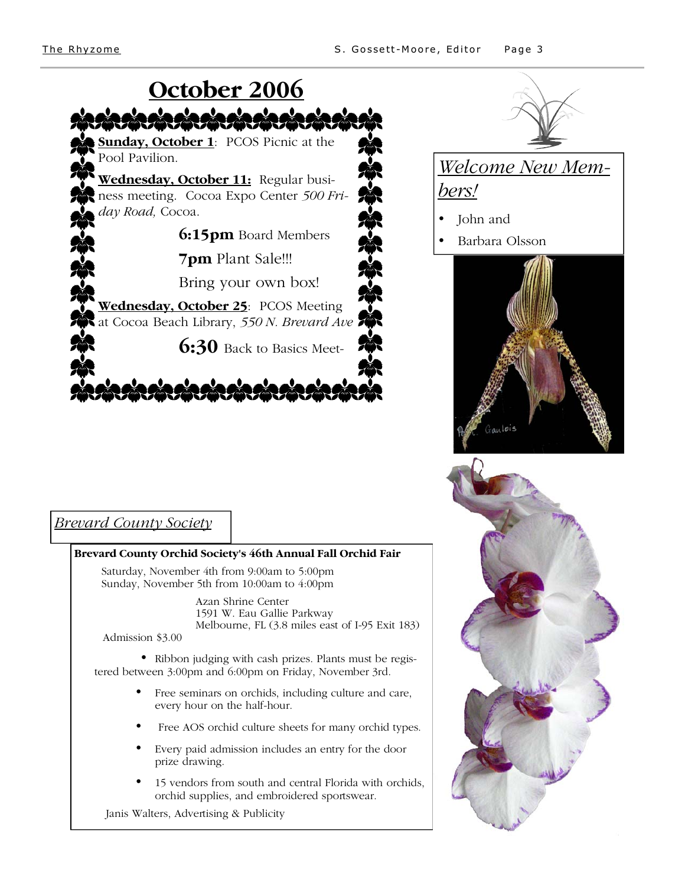# October 2006

**Sunday, October 1**: PCOS Picnic at the Pool Pavilion.

**Wednesday, October 11:** Regular business meeting. Cocoa Expo Center *500 Friday Road,* Cocoa.

**6:15pm** Board Members

**7pm** Plant Sale!!!

Bring your own box!

**Wednesday, October 25**: PCOS Meeting at Cocoa Beach Library, *550 N. Brevard Ave*

**6:30** Back to Basics Meet-

## *Welcome New Members!*

- John and
- Barbara Olsson

Paph. Gaulois

## *Brevard County Society*

**Brevard County Orchid Society's 46th Annual Fall Orchid Fair**

Saturday, November 4th from 9:00am to 5:00pm
Sunday, November 5th from 10:00am to 4:00pm

Azan Shrine Center
1591 W. Eau Gallie Parkway
Melbourne, FL (3.8 miles east of I-95 Exit 183)

Admission $3.00

- Ribbon judging with cash prizes. Plants must be registered between 3:00pm and 6:00pm on Friday, November 3rd.
- Free seminars on orchids, including culture and care, every hour on the half-hour.
- Free AOS orchid culture sheets for many orchid types.
- Every paid admission includes an entry for the door prize drawing.
- 15 vendors from south and central Florida with orchids, orchid supplies, and embroidered sportswear.

Janis Walters, Advertising & Publicity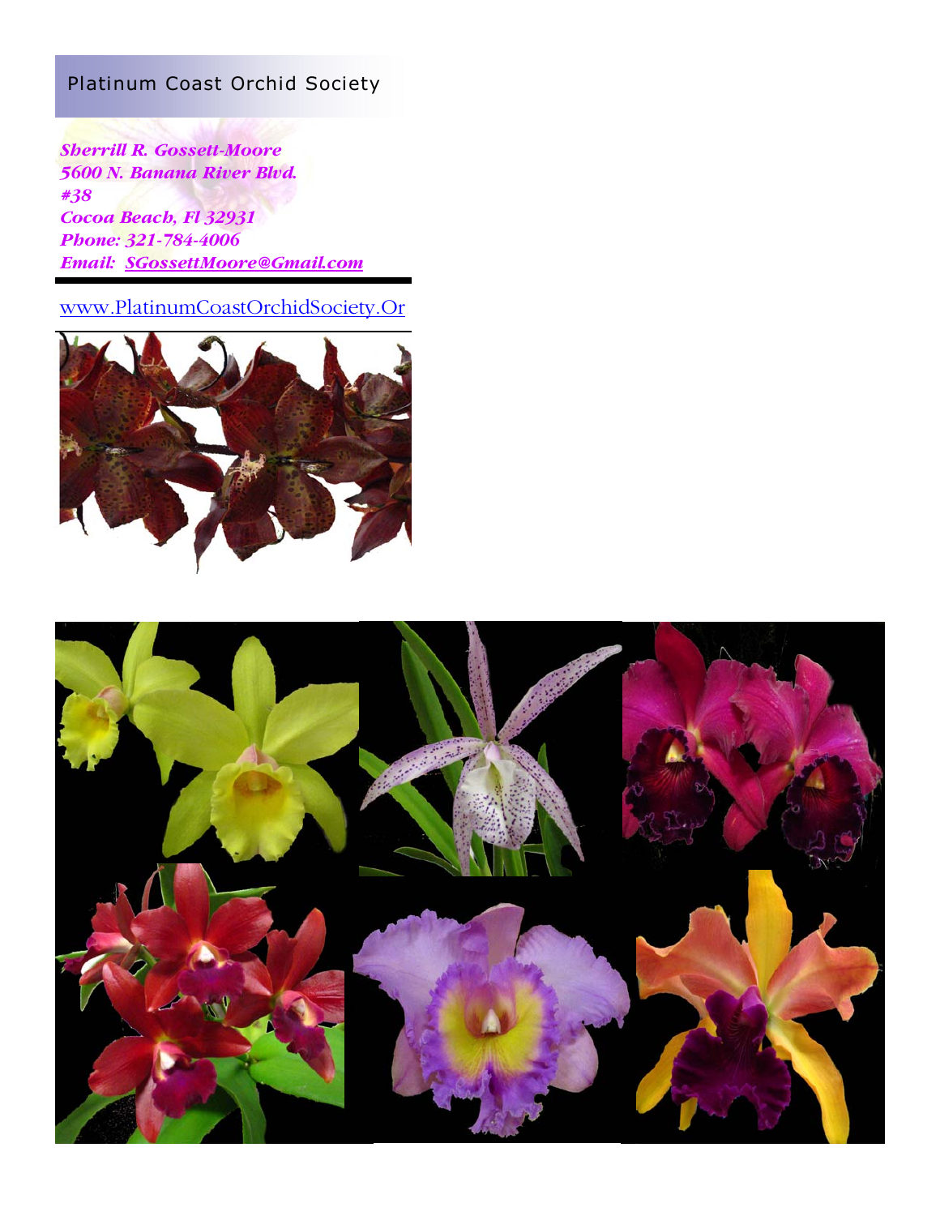Platinum Coast Orchid Society

*Sherrill R. Gossett-Moore*
*5600 N. Banana River Blvd.*
*#38*
*Cocoa Beach, Fl 32931*
*Phone: 321-784-4006*
*Email: SGossettMoore@Gmail.com*

www.PlatinumCoastOrchidSociety.Or